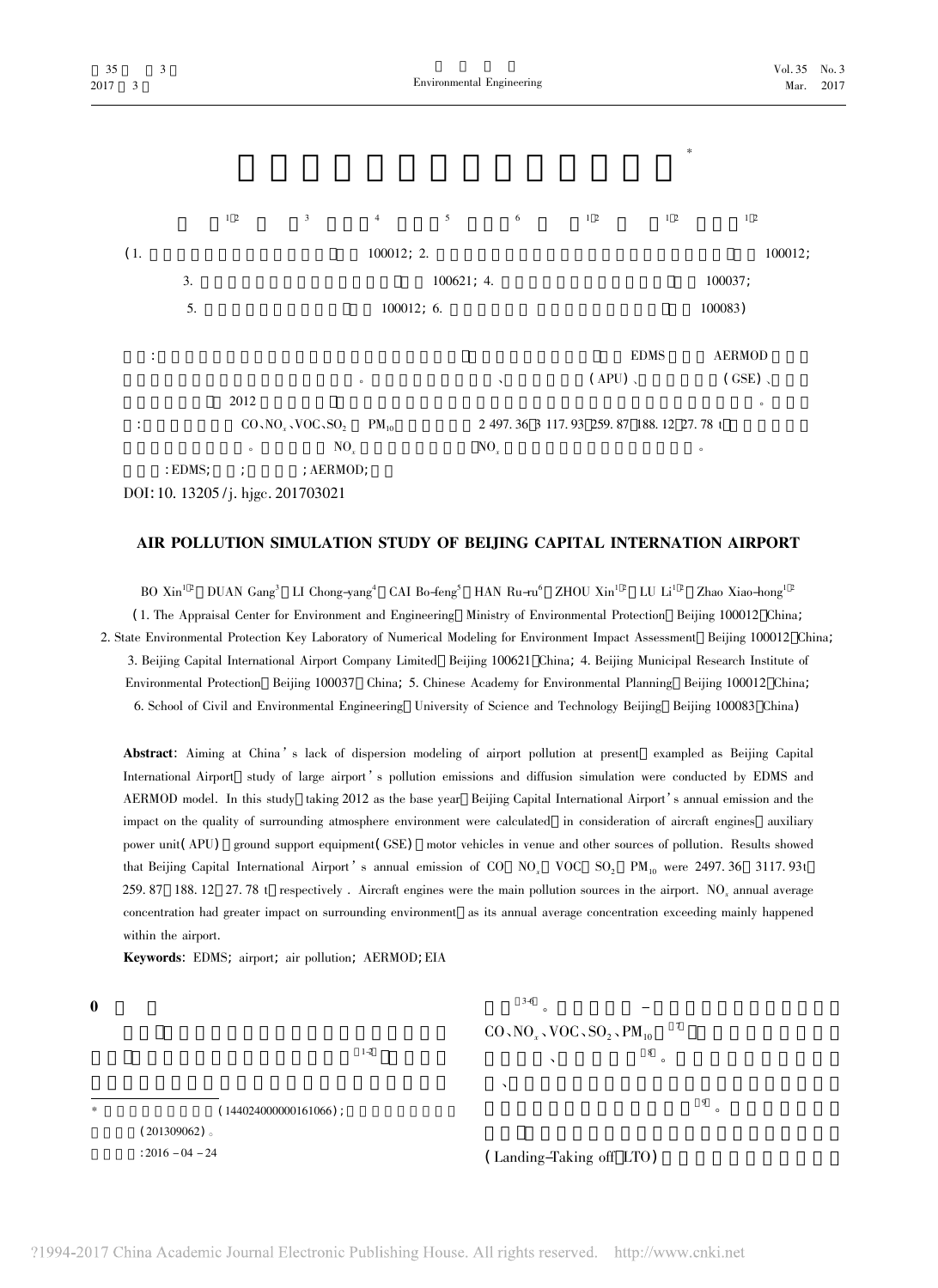# 

[1,2] [3] [4] [5] [6] [1,2] [1,2] [1,2]

(1. 100012; 2. 100012;
3. 100621; 4. 100037;
5. 100012; 6. 100083)

: EDMS AERMOD
。 、 (APU)、 (GSE)、
2012 。
: $CO$、$NO_x$、VOC、$SO_2$ $PM_{10}$ 2 497.36 3 117.93 259.87 188.12 27.78 t
。 $NO_x$ $NO_x$ 。

: EDMS; ; ; AERMOD;

DOI: 10.13205/j.hjgc.201703021

## AIR POLLUTION SIMULATION STUDY OF BEIJING CAPITAL INTERNATION AIRPORT

BO Xin[1,2] DUAN Gang[3] LI Chong-yang[4] CAI Bo-feng[5] HAN Ru-ru[6] ZHOU Xin[1,2] LU Li[1,2] Zhao Xiao-hong[1,2]

(1. The Appraisal Center for Environment and Engineering Ministry of Environmental Protection Beijing 100012 China; 2. State Environmental Protection Key Laboratory of Numerical Modeling for Environment Impact Assessment Beijing 100012 China; 3. Beijing Capital International Airport Company Limited Beijing 100621 China; 4. Beijing Municipal Research Institute of Environmental Protection Beijing 100037 China; 5. Chinese Academy for Environmental Planning Beijing 100012 China; 6. School of Civil and Environmental Engineering University of Science and Technology Beijing Beijing 100083 China)

**Abstract**: Aiming at China's lack of dispersion modeling of airport pollution at present examplcd as Beijing Capital International Airport study of large airport's pollution emissions and diffusion simulation were conducted by EDMS and AERMOD model. In this study taking 2012 as the base year Beijing Capital International Airport's annual emission and the impact on the quality of surrounding atmosphere environment were calculated in consideration of aircraft engines auxiliary power unit (APU) ground support equipment (GSE) motor vehicles in venue and other sources of pollution. Results showed that Beijing Capital International Airport's annual emission of CO $NO_x$ VOC $SO_2$ $PM_{10}$ were 2497.36 3117.93t 259.87 188.12 27.78 t respectively. Aircraft engines were the main pollution sources in the airport. $NO_x$ annual average concentration had greater impact on surrounding environment as its annual average concentration exceeding mainly happened within the airport.

**Keywords**: EDMS; airport; air pollution; AERMOD; EIA

## 0

[1-2]

[3-6] 。 -
$CO$、$NO_x$、VOC、$SO_2$、$PM_{10}$ [7]
、 [8] 。
、
[9] 。

(Landing-Taking off LTO)

* (1440240000000161066);
(201309062)。
: 2016-04-24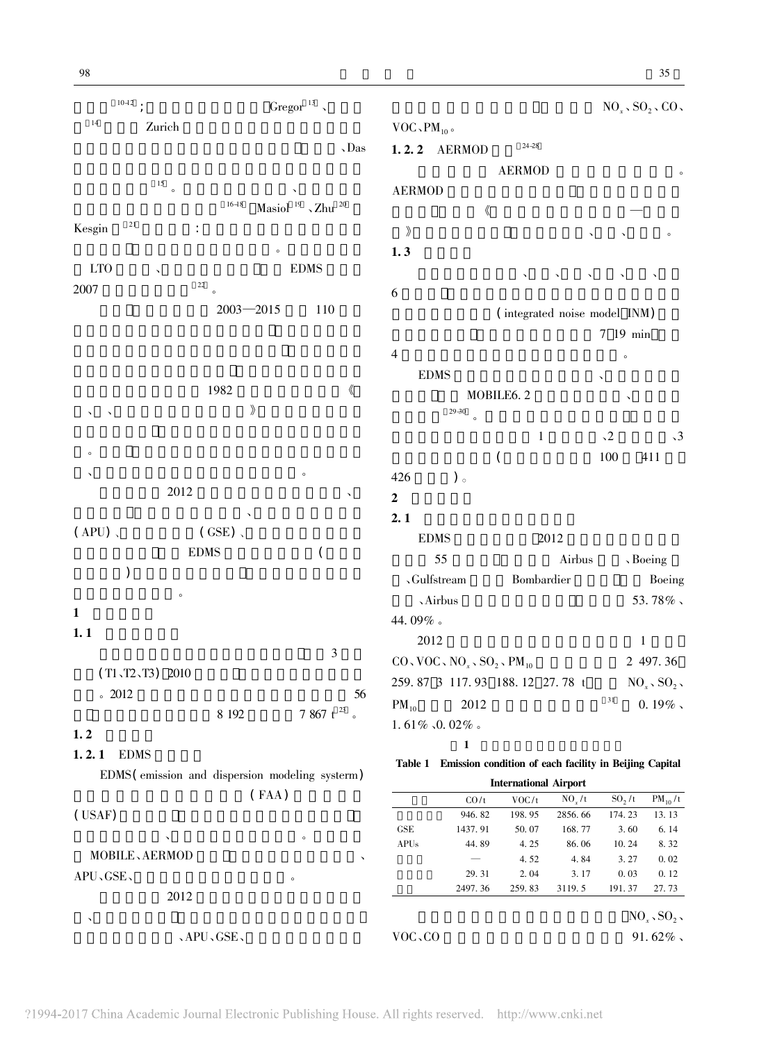[10-12]；Gregor[13]、

[14] Zurich

、Das

[15]。、

[16-18] Masiol[19]、Zhu[20]

Kesgin[21]：

。

LTO、EDMS

2007[22]。

2003—2015 110

1982《

、、》

。

、。

2012、

、

(APU)、(GSE)、

EDMS(

)

。

# 1

## 1.1

3

(T1、T2、T3) 2010

。2012 56

8 192 7 867 t[23]。

## 1.2

### 1.2.1 EDMS

EDMS(emission and dispersion modeling systerm)

(FAA)

(USAF)

、。

MOBILE、AERMOD、

APU、GSE、。

2012

、

、APU、GSE、

$NO_x$、$SO_2$、CO、

VOC、$PM_{10}$。

### 1.2.2 AERMOD[24-28]

AERMOD。

AERMOD

《—

》、、。

## 1.3

、、、、、

6

(integrated noise model，INM)

7～19 min

4。

EDMS、

MOBILE6.2、

[29-30]。

1、2、3

(100～411

426)。

# 2

## 2.1

EDMS 2012

55 Airbus、Boeing

、Gulfstream Bombardier Boeing

、Airbus 53.78%、

44.09%。

2012 1

CO、VOC、$NO_x$、$SO_2$、$PM_{10}$ 2 497.36、

259.87、3 117.93、188.12、27.78 t。$NO_x$、$SO_2$、

$PM_{10}$ 2012[31] 0.19%、

1.61%、0.02%。

1

Table 1 Emission condition of each facility in Beijing Capital International Airport

| | CO/t | VOC/t | $NO_x$/t | $SO_2$/t | $PM_{10}$/t |
|---|---|---|---|---|---|
| | 946.82 | 198.95 | 2856.66 | 174.23 | 13.13 |
| GSE | 1437.91 | 50.07 | 168.77 | 3.60 | 6.14 |
| APUs | 44.89 | 4.25 | 86.06 | 10.24 | 8.32 |
| | — | 4.52 | 4.84 | 3.27 | 0.02 |
| | 29.31 | 2.04 | 3.17 | 0.03 | 0.12 |
| | 2497.36 | 259.83 | 3119.5 | 191.37 | 27.73 |

$NO_x$、$SO_2$、

VOC、CO 91.62%、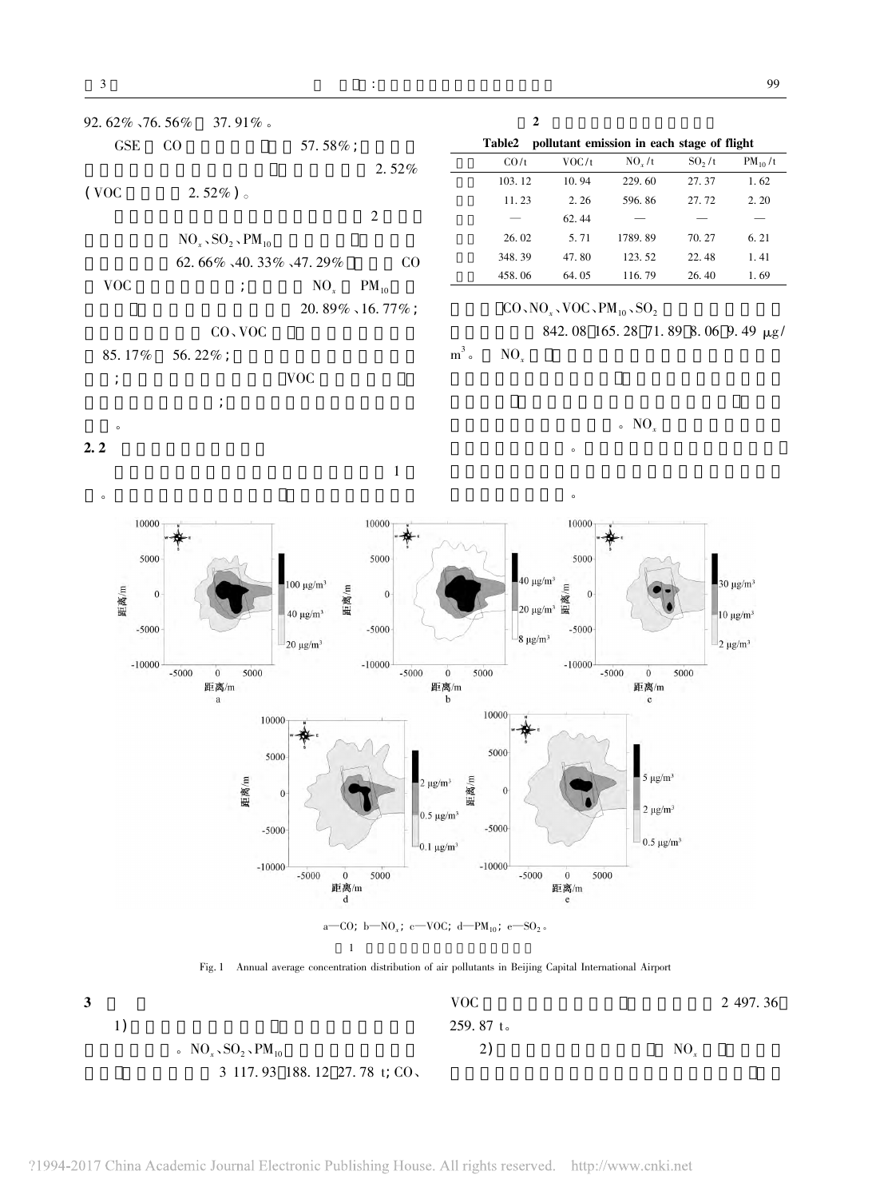92.62%、76.56% 37.91%。

GSE CO 57.58%;

2.52%

(VOC 2.52%)。

2

$NO_x$、$SO_2$、$PM_{10}$

62.66%、40.33%、47.29% CO

VOC ; $NO_x$ $PM_{10}$

20.89%、16.77%;

CO、VOC

85.17% 56.22%;

; VOC

;

。

## 2.2

1

。

2

Table2 pollutant emission in each stage of flight

| | CO/t | VOC/t | $NO_x$/t | $SO_2$/t | $PM_{10}$/t |
|---|---|---|---|---|---|
| | 103.12 | 10.94 | 229.60 | 27.37 | 1.62 |
| | 11.23 | 2.26 | 596.86 | 27.72 | 2.20 |
| | — | 62.44 | — | — | — |
| | 26.02 | 5.71 | 1789.89 | 70.27 | 6.21 |
| | 348.39 | 47.80 | 123.52 | 22.48 | 1.41 |
| | 458.06 | 64.05 | 116.79 | 26.40 | 1.69 |

CO、$NO_x$、VOC、$PM_{10}$、$SO_2$

842.08 165.28 71.89 8.06 9.49 μg/m³。 $NO_x$

。 $NO_x$

。

。

a—CO; b—$NO_x$; c—VOC; d—$PM_{10}$; e—$SO_2$。

1

Fig. 1 Annual average concentration distribution of air pollutants in Beijing Capital International Airport

## 3

1)

。 $NO_x$、$SO_2$、$PM_{10}$

3 117.93 188.12 27.78 t; CO、VOC

2 497.36 259.87 t。

2) $NO_x$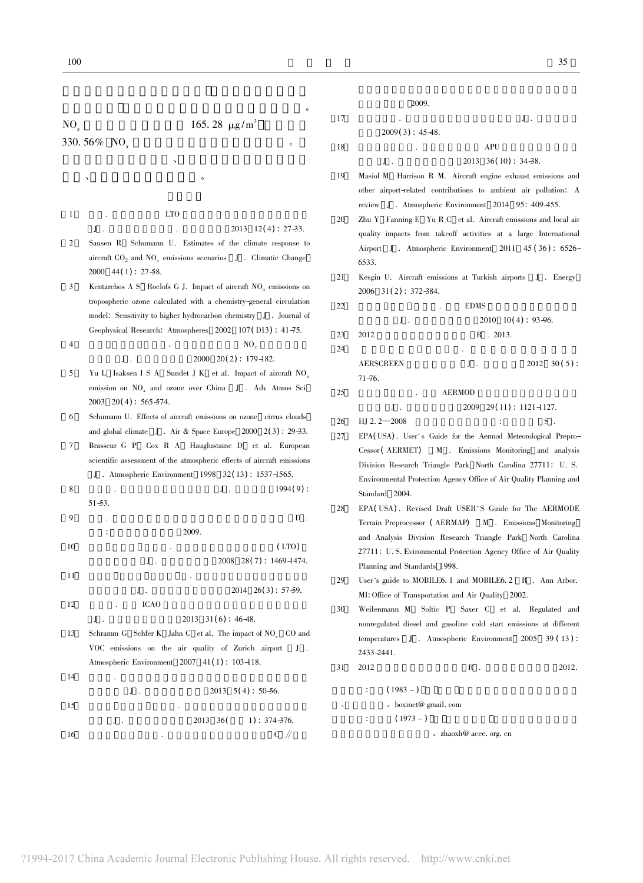$NO_x$ 165.28 μg/m³

330.56% $NO_x$

参考文献

[1] . LTO [J]. . 2013, 12(4): 27-33.

[2] Sausen R, Schumann U. Estimates of the climate response to aircraft $CO_2$ and $NO_x$ emissions scenarios [J]. Climatic Change, 2000, 44(1): 27-58.

[3] Kentarchos A S, Roelofs G J. Impact of aircraft $NO_x$ emissions on tropospheric ozone calculated with a chemistry-general circulation model: Sensitivity to higher hydrocarbon chemistry [J]. Journal of Geophysical Research: Atmospheres, 2002, 107(D13): 41-75.

[4] . $NO_x$ [J]. 2000, 20(2): 179-182.

[5] Yu L, Isaksen I S A, Sundet J K, et al. Impact of aircraft $NO_x$ emission on $NO_x$ and ozone over China [J]. Adv Atmos Sci, 2003, 20(4): 565-574.

[6] Schumann U. Effects of aircraft emissions on ozone, cirrus clouds, and global climate [J]. Air & Space Europe, 2000, 2(3): 29-33.

[7] Brasseur G P, Cox R A, Hauglustaine D, et al. European scientific assessment of the atmospheric effects of aircraft emissions [J]. Atmospheric Environment, 1998, 32(13): 1537-1565.

[8] . [J]. 1994(9): 51-53.

[9] . [D]. : 2009.

[10] . (LTO) [J]. 2008, 28(7): 1469-1474.

[11] . [J]. 2014, 26(3): 57-59.

[12] . ICAO [J]. 2013, 31(6): 46-48.

[13] Schramm G, Schfer K, Jahn C, et al. The impact of $NO_x$, CO and VOC emissions on the air quality of Zurich airport [J]. Atmospheric Environment, 2007, 41(1): 103-118.

[14] . [J]. 2013, 5(4): 50-56.

[15] . [J]. 2013, 36( 1): 374-376.

[16] . [C]// 2009.

[17] . [J]. 2009(3): 45-48.

[18] . APU [J]. 2013, 36(10): 34-38.

[19] Masiol M, Harrison R M. Aircraft engine exhaust emissions and other airport-related contributions to ambient air pollution: A review [J]. Atmospheric Environment, 2014, 95: 409-455.

[20] Zhu Y, Fanning E, Yu R C, et al. Aircraft emissions and local air quality impacts from takeoff activities at a large International Airport [J]. Atmospheric Environment, 2011, 45(36): 6526-6533.

[21] Kesgin U. Aircraft emissions at Turkish airports [J]. Energy, 2006, 31(2): 372-384.

[22] . EDMS [J]. 2010, 10(4): 93-96.

[23] 2012 [R]. 2013.

[24] . AERSCREEN [J]. 2012, 30(5): 71-76.

[25] . AERMOD [J]. 2009, 29(11): 1121-1127.

[26] HJ 2.2—2008 : [S].

[27] EPA(USA). User's Guide for the Aermod Meteorological Preprocessor (AERMET) [M]. Emissions Monitoring and analysis Division Research Triangle Park, North Carolina 27711: U.S. Environmental Protection Agency Office of Air Quality Planning and Standard, 2004.

[28] EPA(USA). Revised Draft USER'S Guide for The AERMODE Terrain Preprocessor (AERMAP) [M]. Emissions Monitoring and Analysis Division Research Triangle Park, North Carolina 27711: U.S. Evironmental Protection Agency Office of Air Quality Planning and Standards, 1998.

[29] User's guide to MOBILE6.1 and MOBILE6.2 [R]. Ann Arbor. MI: Office of Transportation and Air Quality, 2002.

[30] Weilenmann M, Soltic P, Saxer C, et al. Regulated and nonregulated diesel and gasoline cold start emissions at different temperatures [J]. Atmospheric Environment, 2005, 39(13): 2433-2441.

[31] 2012 [R]. 2012.

: (1983 - ) 。boxinet@gmail.com

: (1973 - ) 。zhaoxh@acee.org.cn